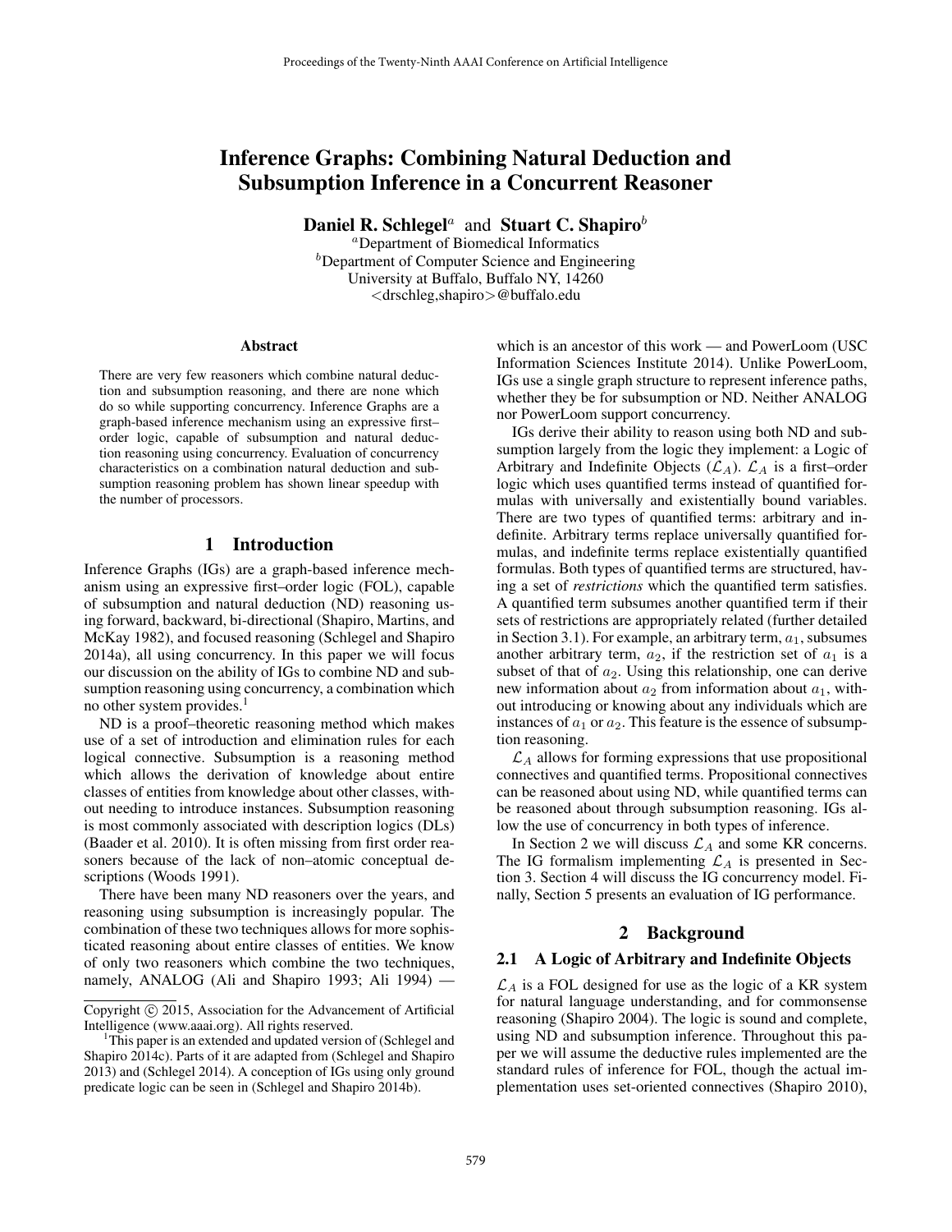# Inference Graphs: Combining Natural Deduction and Subsumption Inference in a Concurrent Reasoner

**Daniel R. Schlegel**[a] and **Stuart C. Shapiro**[b]

[a]Department of Biomedical Informatics
[b]Department of Computer Science and Engineering
University at Buffalo, Buffalo NY, 14260
<drschleg,shapiro>@buffalo.edu

### Abstract

There are very few reasoners which combine natural deduction and subsumption reasoning, and there are none which do so while supporting concurrency. Inference Graphs are a graph-based inference mechanism using an expressive first–order logic, capable of subsumption and natural deduction reasoning using concurrency. Evaluation of concurrency characteristics on a combination natural deduction and subsumption reasoning problem has shown linear speedup with the number of processors.

## 1 Introduction

Inference Graphs (IGs) are a graph-based inference mechanism using an expressive first–order logic (FOL), capable of subsumption and natural deduction (ND) reasoning using forward, backward, bi-directional (Shapiro, Martins, and McKay 1982), and focused reasoning (Schlegel and Shapiro 2014a), all using concurrency. In this paper we will focus our discussion on the ability of IGs to combine ND and subsumption reasoning using concurrency, a combination which no other system provides.[1]

ND is a proof–theoretic reasoning method which makes use of a set of introduction and elimination rules for each logical connective. Subsumption is a reasoning method which allows the derivation of knowledge about entire classes of entities from knowledge about other classes, without needing to introduce instances. Subsumption reasoning is most commonly associated with description logics (DLs) (Baader et al. 2010). It is often missing from first order reasoners because of the lack of non–atomic conceptual descriptions (Woods 1991).

There have been many ND reasoners over the years, and reasoning using subsumption is increasingly popular. The combination of these two techniques allows for more sophisticated reasoning about entire classes of entities. We know of only two reasoners which combine the two techniques, namely, ANALOG (Ali and Shapiro 1993; Ali 1994) — which is an ancestor of this work — and PowerLoom (USC Information Sciences Institute 2014). Unlike PowerLoom, IGs use a single graph structure to represent inference paths, whether they be for subsumption or ND. Neither ANALOG nor PowerLoom support concurrency.

IGs derive their ability to reason using both ND and subsumption largely from the logic they implement: a Logic of Arbitrary and Indefinite Objects ($\mathcal{L}_A$). $\mathcal{L}_A$ is a first–order logic which uses quantified terms instead of quantified formulas with universally and existentially bound variables. There are two types of quantified terms: arbitrary and indefinite. Arbitrary terms replace universally quantified formulas, and indefinite terms replace existentially quantified formulas. Both types of quantified terms are structured, having a set of *restrictions* which the quantified term satisfies. A quantified term subsumes another quantified term if their sets of restrictions are appropriately related (further detailed in Section 3.1). For example, an arbitrary term, $a_1$, subsumes another arbitrary term, $a_2$, if the restriction set of $a_1$ is a subset of that of $a_2$. Using this relationship, one can derive new information about $a_2$ from information about $a_1$, without introducing or knowing about any individuals which are instances of $a_1$ or $a_2$. This feature is the essence of subsumption reasoning.

$\mathcal{L}_A$ allows for forming expressions that use propositional connectives and quantified terms. Propositional connectives can be reasoned about using ND, while quantified terms can be reasoned about through subsumption reasoning. IGs allow the use of concurrency in both types of inference.

In Section 2 we will discuss $\mathcal{L}_A$ and some KR concerns. The IG formalism implementing $\mathcal{L}_A$ is presented in Section 3. Section 4 will discuss the IG concurrency model. Finally, Section 5 presents an evaluation of IG performance.

## 2 Background

### 2.1 A Logic of Arbitrary and Indefinite Objects

$\mathcal{L}_A$ is a FOL designed for use as the logic of a KR system for natural language understanding, and for commonsense reasoning (Shapiro 2004). The logic is sound and complete, using ND and subsumption inference. Throughout this paper we will assume the deductive rules implemented are the standard rules of inference for FOL, though the actual implementation uses set-oriented connectives (Shapiro 2010),

---

Copyright © 2015, Association for the Advancement of Artificial Intelligence (www.aaai.org). All rights reserved.

[1]This paper is an extended and updated version of (Schlegel and Shapiro 2014c). Parts of it are adapted from (Schlegel and Shapiro 2013) and (Schlegel 2014). A conception of IGs using only ground predicate logic can be seen in (Schlegel and Shapiro 2014b).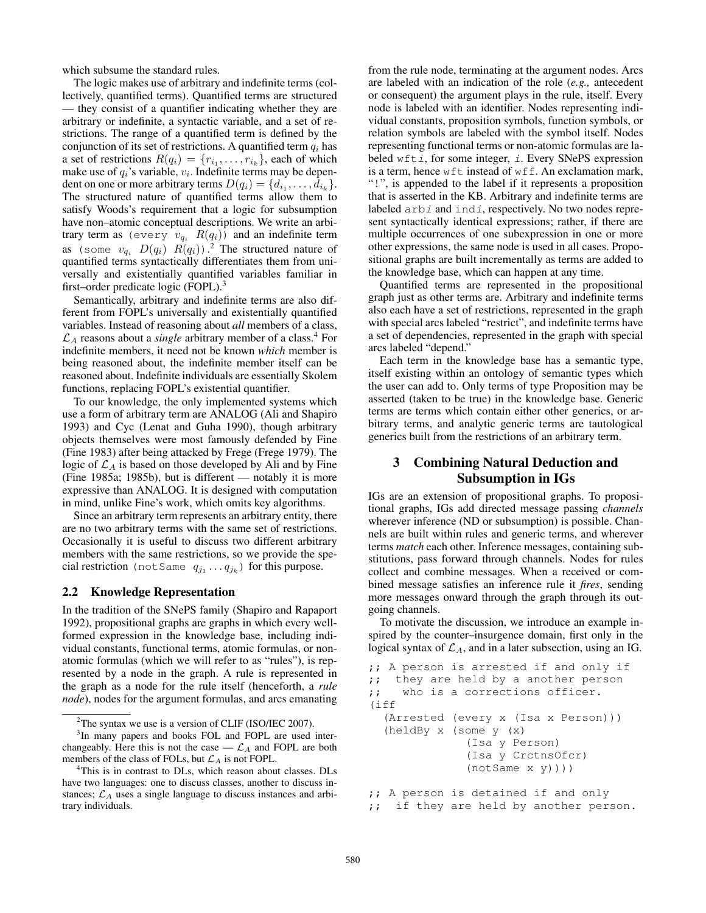which subsume the standard rules.

The logic makes use of arbitrary and indefinite terms (collectively, quantified terms). Quantified terms are structured — they consist of a quantifier indicating whether they are arbitrary or indefinite, a syntactic variable, and a set of restrictions. The range of a quantified term is defined by the conjunction of its set of restrictions. A quantified term $q_i$ has a set of restrictions $R(q_i) = \{r_{i_1}, \ldots, r_{i_k}\}$, each of which make use of $q_i$'s variable, $v_i$. Indefinite terms may be dependent on one or more arbitrary terms $D(q_i) = \{d_{i_1}, \ldots, d_{i_k}\}$. The structured nature of quantified terms allow them to satisfy Woods's requirement that a logic for subsumption have non–atomic conceptual descriptions. We write an arbitrary term as (every $v_{q_i}$ $R(q_i)$) and an indefinite term as (some $v_{q_i}$ $D(q_i)$ $R(q_i)$).[2] The structured nature of quantified terms syntactically differentiates them from universally and existentially quantified variables familiar in first–order predicate logic (FOPL).[3]

Semantically, arbitrary and indefinite terms are also different from FOPL's universally and existentially quantified variables. Instead of reasoning about *all* members of a class, $\mathcal{L}_A$ reasons about a *single* arbitrary member of a class.[4] For indefinite members, it need not be known *which* member is being reasoned about, the indefinite member itself can be reasoned about. Indefinite individuals are essentially Skolem functions, replacing FOPL's existential quantifier.

To our knowledge, the only implemented systems which use a form of arbitrary term are ANALOG (Ali and Shapiro 1993) and Cyc (Lenat and Guha 1990), though arbitrary objects themselves were most famously defended by Fine (Fine 1983) after being attacked by Frege (Frege 1979). The logic of $\mathcal{L}_A$ is based on those developed by Ali and by Fine (Fine 1985a; 1985b), but is different — notably it is more expressive than ANALOG. It is designed with computation in mind, unlike Fine's work, which omits key algorithms.

Since an arbitrary term represents an arbitrary entity, there are no two arbitrary terms with the same set of restrictions. Occasionally it is useful to discuss two different arbitrary members with the same restrictions, so we provide the special restriction (notSame $q_{j_1} \ldots q_{j_k}$) for this purpose.

### 2.2 Knowledge Representation

In the tradition of the SNePS family (Shapiro and Rapaport 1992), propositional graphs are graphs in which every well-formed expression in the knowledge base, including individual constants, functional terms, atomic formulas, or non-atomic formulas (which we will refer to as "rules"), is represented by a node in the graph. A rule is represented in the graph as a node for the rule itself (henceforth, a *rule node*), nodes for the argument formulas, and arcs emanating from the rule node, terminating at the argument nodes. Arcs are labeled with an indication of the role (*e.g.,* antecedent or consequent) the argument plays in the rule, itself. Every node is labeled with an identifier. Nodes representing individual constants, proposition symbols, function symbols, or relation symbols are labeled with the symbol itself. Nodes representing functional terms or non-atomic formulas are labeled wft$i$, for some integer, $i$. Every SNePS expression is a term, hence wft instead of wff. An exclamation mark, "!", is appended to the label if it represents a proposition that is asserted in the KB. Arbitrary and indefinite terms are labeled arbi and indi, respectively. No two nodes represent syntactically identical expressions; rather, if there are multiple occurrences of one subexpression in one or more other expressions, the same node is used in all cases. Propositional graphs are built incrementally as terms are added to the knowledge base, which can happen at any time.

Quantified terms are represented in the propositional graph just as other terms are. Arbitrary and indefinite terms also each have a set of restrictions, represented in the graph with special arcs labeled "restrict", and indefinite terms have a set of dependencies, represented in the graph with special arcs labeled "depend."

Each term in the knowledge base has a semantic type, itself existing within an ontology of semantic types which the user can add to. Only terms of type Proposition may be asserted (taken to be true) in the knowledge base. Generic terms are terms which contain either other generics, or arbitrary terms, and analytic generic terms are tautological generics built from the restrictions of an arbitrary term.

## 3 Combining Natural Deduction and Subsumption in IGs

IGs are an extension of propositional graphs. To propositional graphs, IGs add directed message passing *channels* wherever inference (ND or subsumption) is possible. Channels are built within rules and generic terms, and wherever terms *match* each other. Inference messages, containing substitutions, pass forward through channels. Nodes for rules collect and combine messages. When a received or combined message satisfies an inference rule it *fires*, sending more messages onward through the graph through its outgoing channels.

To motivate the discussion, we introduce an example inspired by the counter–insurgence domain, first only in the logical syntax of $\mathcal{L}_A$, and in a later subsection, using an IG.

```
;; A person is arrested if and only if
;;  they are held by a another person
;;   who is a corrections officer.
(iff
  (Arrested (every x (Isa x Person)))
  (heldBy x (some y (x)
              (Isa y Person)
              (Isa y CrctnsOfcr)
              (notSame x y))))

;; A person is detained if and only
;;  if they are held by another person.
```

[2] The syntax we use is a version of CLIF (ISO/IEC 2007).

[3] In many papers and books FOL and FOPL are used interchangeably. Here this is not the case — $\mathcal{L}_A$ and FOPL are both members of the class of FOLs, but $\mathcal{L}_A$ is not FOPL.

[4] This is in contrast to DLs, which reason about classes. DLs have two languages: one to discuss classes, another to discuss instances; $\mathcal{L}_A$ uses a single language to discuss instances and arbitrary individuals.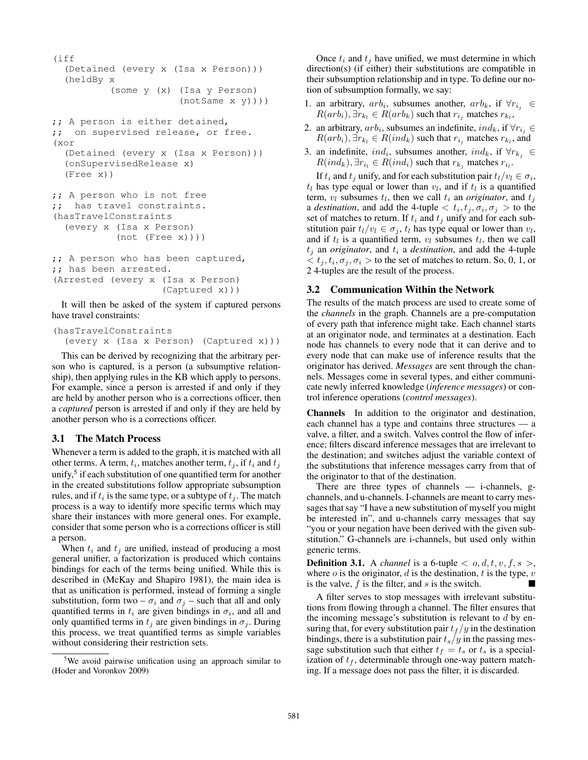```
(iff
  (Detained (every x (Isa x Person)))
  (heldBy x
          (some y (x) (Isa y Person)
                      (notSame x y))))

;; A person is either detained,
;;  on supervised release, or free.
(xor
  (Detained (every x (Isa x Person)))
  (onSupervisedRelease x)
  (Free x))

;; A person who is not free
;;  has travel constraints.
(hasTravelConstraints
  (every x (Isa x Person)
           (not (Free x))))

;; A person who has been captured,
;; has been arrested.
(Arrested (every x (Isa x Person)
                   (Captured x)))
```

It will then be asked of the system if captured persons have travel constraints:

```
(hasTravelConstraints
  (every x (Isa x Person) (Captured x)))
```

This can be derived by recognizing that the arbitrary person who is captured, is a person (a subsumptive relationship), then applying rules in the KB which apply to persons. For example, since a person is arrested if and only if they are held by another person who is a corrections officer, then a *captured* person is arrested if and only if they are held by another person who is a corrections officer.

### 3.1 The Match Process

Whenever a term is added to the graph, it is matched with all other terms. A term, $t_i$, matches another term, $t_j$, if $t_i$ and $t_j$ unify,[5] if each substitution of one quantified term for another in the created substitutions follow appropriate subsumption rules, and if $t_i$ is the same type, or a subtype of $t_j$. The match process is a way to identify more specific terms which may share their instances with more general ones. For example, consider that some person who is a corrections officer is still a person.

When $t_i$ and $t_j$ are unified, instead of producing a most general unifier, a factorization is produced which contains bindings for each of the terms being unified. While this is described in (McKay and Shapiro 1981), the main idea is that as unification is performed, instead of forming a single substitution, form two – $\sigma_i$ and $\sigma_j$ – such that all and only quantified terms in $t_i$ are given bindings in $\sigma_i$, and all and only quantified terms in $t_j$ are given bindings in $\sigma_j$. During this process, we treat quantified terms as simple variables without considering their restriction sets.

[5] We avoid pairwise unification using an approach similar to (Hoder and Voronkov 2009)

Once $t_i$ and $t_j$ have unified, we must determine in which direction(s) (if either) their substitutions are compatible in their subsumption relationship and in type. To define our notion of subsumption formally, we say:

1. an arbitrary, $arb_i$, subsumes another, $arb_k$, if $\forall r_{i_j} \in R(arb_i), \exists r_{k_l} \in R(arb_k)$ such that $r_{i_j}$ matches $r_{k_l}$,
2. an arbitrary, $arb_i$, subsumes an indefinite, $ind_k$, if $\forall r_{i_j} \in R(arb_i), \exists r_{k_l} \in R(ind_k)$ such that $r_{i_j}$ matches $r_{k_l}$, and
3. an indefinite, $ind_i$, subsumes another, $ind_k$, if $\forall r_{k_j} \in R(ind_k), \exists r_{i_l} \in R(ind_i)$ such that $r_{k_j}$ matches $r_{i_l}$.

If $t_i$ and $t_j$ unify, and for each substitution pair $t_l/v_l \in \sigma_i$, $t_l$ has type equal or lower than $v_l$, and if $t_l$ is a quantified term, $v_l$ subsumes $t_l$, then we call $t_i$ an *originator*, and $t_j$ a *destination*, and add the 4-tuple $< t_i, t_j, \sigma_i, \sigma_j >$ to the set of matches to return. If $t_i$ and $t_j$ unify and for each substitution pair $t_l/v_l \in \sigma_j$, $t_l$ has type equal or lower than $v_l$, and if $t_l$ is a quantified term, $v_l$ subsumes $t_l$, then we call $t_j$ an *originator*, and $t_i$ a *destination*, and add the 4-tuple $< t_j, t_i, \sigma_j, \sigma_i >$ to the set of matches to return. So, 0, 1, or 2 4-tuples are the result of the process.

### 3.2 Communication Within the Network

The results of the match process are used to create some of the *channels* in the graph. Channels are a pre-computation of every path that inference might take. Each channel starts at an originator node, and terminates at a destination. Each node has channels to every node that it can derive and to every node that can make use of inference results that the originator has derived. *Messages* are sent through the channels. Messages come in several types, and either communicate newly inferred knowledge (*inference messages*) or control inference operations (*control messages*).

**Channels** In addition to the originator and destination, each channel has a type and contains three structures — a valve, a filter, and a switch. Valves control the flow of inference; filters discard inference messages that are irrelevant to the destination; and switches adjust the variable context of the substitutions that inference messages carry from that of the originator to that of the destination.

There are three types of channels — i-channels, g-channels, and u-channels. I-channels are meant to carry messages that say "I have a new substitution of myself you might be interested in", and u-channels carry messages that say "you or your negation have been derived with the given substitution." G-channels are i-channels, but used only within generic terms.

**Definition 3.1.** A *channel* is a 6-tuple $< o, d, t, v, f, s >$, where $o$ is the originator, $d$ is the destination, $t$ is the type, $v$ is the valve, $f$ is the filter, and $s$ is the switch. ∎

A filter serves to stop messages with irrelevant substitutions from flowing through a channel. The filter ensures that the incoming message's substitution is relevant to $d$ by ensuring that, for every substitution pair $t_f/y$ in the destination bindings, there is a substitution pair $t_s/y$ in the passing message substitution such that either $t_f = t_s$ or $t_s$ is a specialization of $t_f$, determinable through one-way pattern matching. If a message does not pass the filter, it is discarded.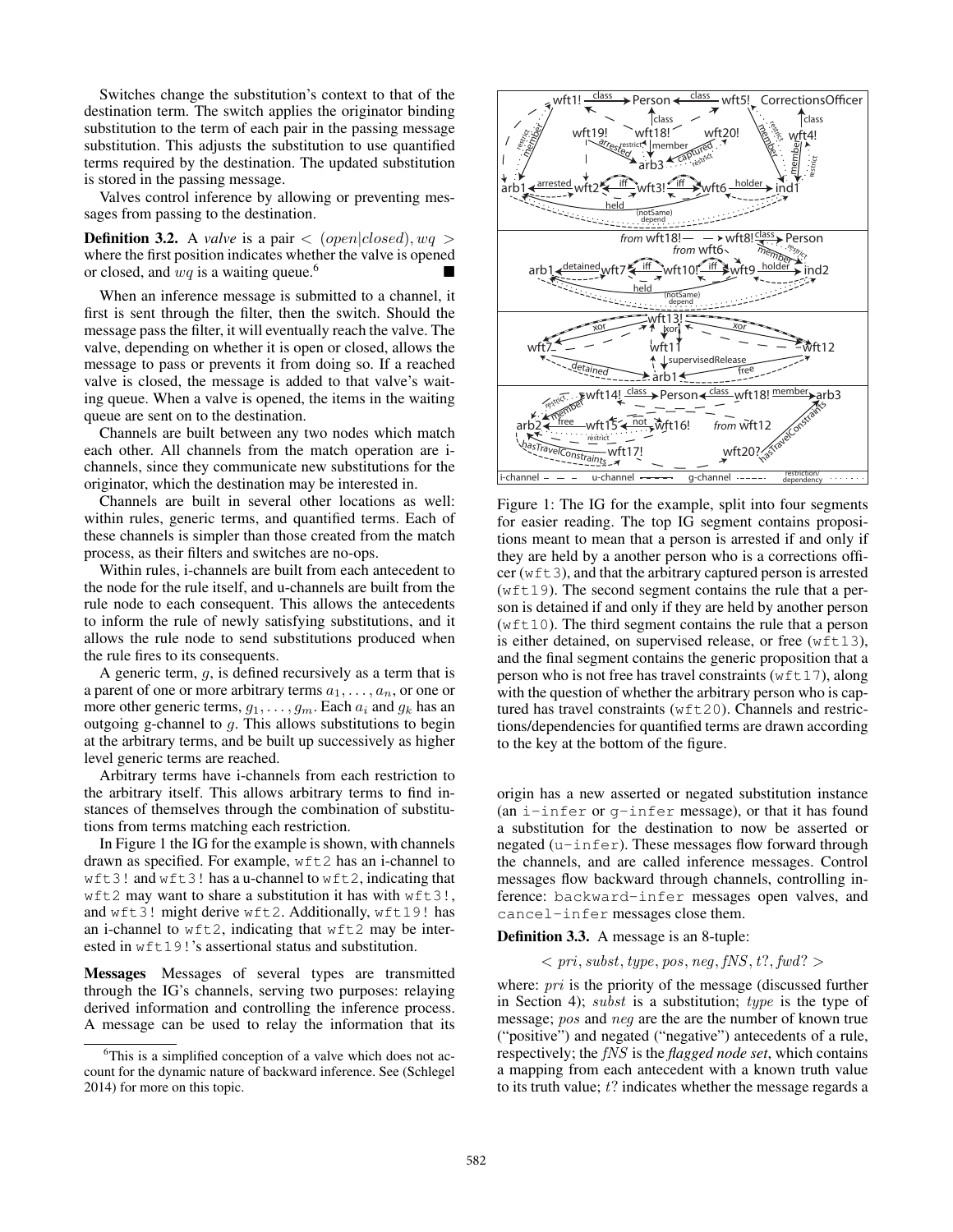Switches change the substitution's context to that of the destination term. The switch applies the originator binding substitution to the term of each pair in the passing message substitution. This adjusts the substitution to use quantified terms required by the destination. The updated substitution is stored in the passing message.

Valves control inference by allowing or preventing messages from passing to the destination.

**Definition 3.2.** A *valve* is a pair $< (open|closed), wq >$ where the first position indicates whether the valve is opened or closed, and $wq$ is a waiting queue.[6] ■

When an inference message is submitted to a channel, it first is sent through the filter, then the switch. Should the message pass the filter, it will eventually reach the valve. The valve, depending on whether it is open or closed, allows the message to pass or prevents it from doing so. If a reached valve is closed, the message is added to that valve's waiting queue. When a valve is opened, the items in the waiting queue are sent on to the destination.

Channels are built between any two nodes which match each other. All channels from the match operation are i-channels, since they communicate new substitutions for the originator, which the destination may be interested in.

Channels are built in several other locations as well: within rules, generic terms, and quantified terms. Each of these channels is simpler than those created from the match process, as their filters and switches are no-ops.

Within rules, i-channels are built from each antecedent to the node for the rule itself, and u-channels are built from the rule node to each consequent. This allows the antecedents to inform the rule of newly satisfying substitutions, and it allows the rule node to send substitutions produced when the rule fires to its consequents.

A generic term, $g$, is defined recursively as a term that is a parent of one or more arbitrary terms $a_1, \ldots, a_n$, or one or more other generic terms, $g_1, \ldots, g_m$. Each $a_i$ and $g_k$ has an outgoing g-channel to $g$. This allows substitutions to begin at the arbitrary terms, and be built up successively as higher level generic terms are reached.

Arbitrary terms have i-channels from each restriction to the arbitrary itself. This allows arbitrary terms to find instances of themselves through the combination of substitutions from terms matching each restriction.

In Figure 1 the IG for the example is shown, with channels drawn as specified. For example, `wft2` has an i-channel to `wft3!` and `wft3!` has a u-channel to `wft2`, indicating that `wft2` may want to share a substitution it has with `wft3!`, and `wft3!` might derive `wft2`. Additionally, `wft19!` has an i-channel to `wft2`, indicating that `wft2` may be interested in `wft19!`'s assertional status and substitution.

**Messages** Messages of several types are transmitted through the IG's channels, serving two purposes: relaying derived information and controlling the inference process. A message can be used to relay the information that its origin has a new asserted or negated substitution instance (an `i-infer` or `g-infer` message), or that it has found a substitution for the destination to now be asserted or negated (`u-infer`). These messages flow forward through the channels, and are called inference messages. Control messages flow backward through channels, controlling inference: `backward-infer` messages open valves, and `cancel-infer` messages close them.

**Definition 3.3.** A message is an 8-tuple:

$$< pri, subst, type, pos, neg, fNS, t?, fwd? >$$

where: $pri$ is the priority of the message (discussed further in Section 4); $subst$ is a substitution; $type$ is the type of message; $pos$ and $neg$ are the are the number of known true ("positive") and negated ("negative") antecedents of a rule, respectively; the $fNS$ is the *flagged node set*, which contains a mapping from each antecedent with a known truth value to its truth value; $t?$ indicates whether the message regards a

Figure 1: The IG for the example, split into four segments for easier reading. The top IG segment contains propositions meant to mean that a person is arrested if and only if they are held by another person who is a corrections officer (`wft3`), and that the arbitrary captured person is arrested (`wft19`). The second segment contains the rule that a person is detained if and only if they are held by another person (`wft10`). The third segment contains the rule that a person is either detained, on supervised release, or free (`wft13`), and the final segment contains the generic proposition that a person who is not free has travel constraints (`wft17`), along with the question of whether the arbitrary person who is captured has travel constraints (`wft20`). Channels and restrictions/dependencies for quantified terms are drawn according to the key at the bottom of the figure.

[6] This is a simplified conception of a valve which does not account for the dynamic nature of backward inference. See (Schlegel 2014) for more on this topic.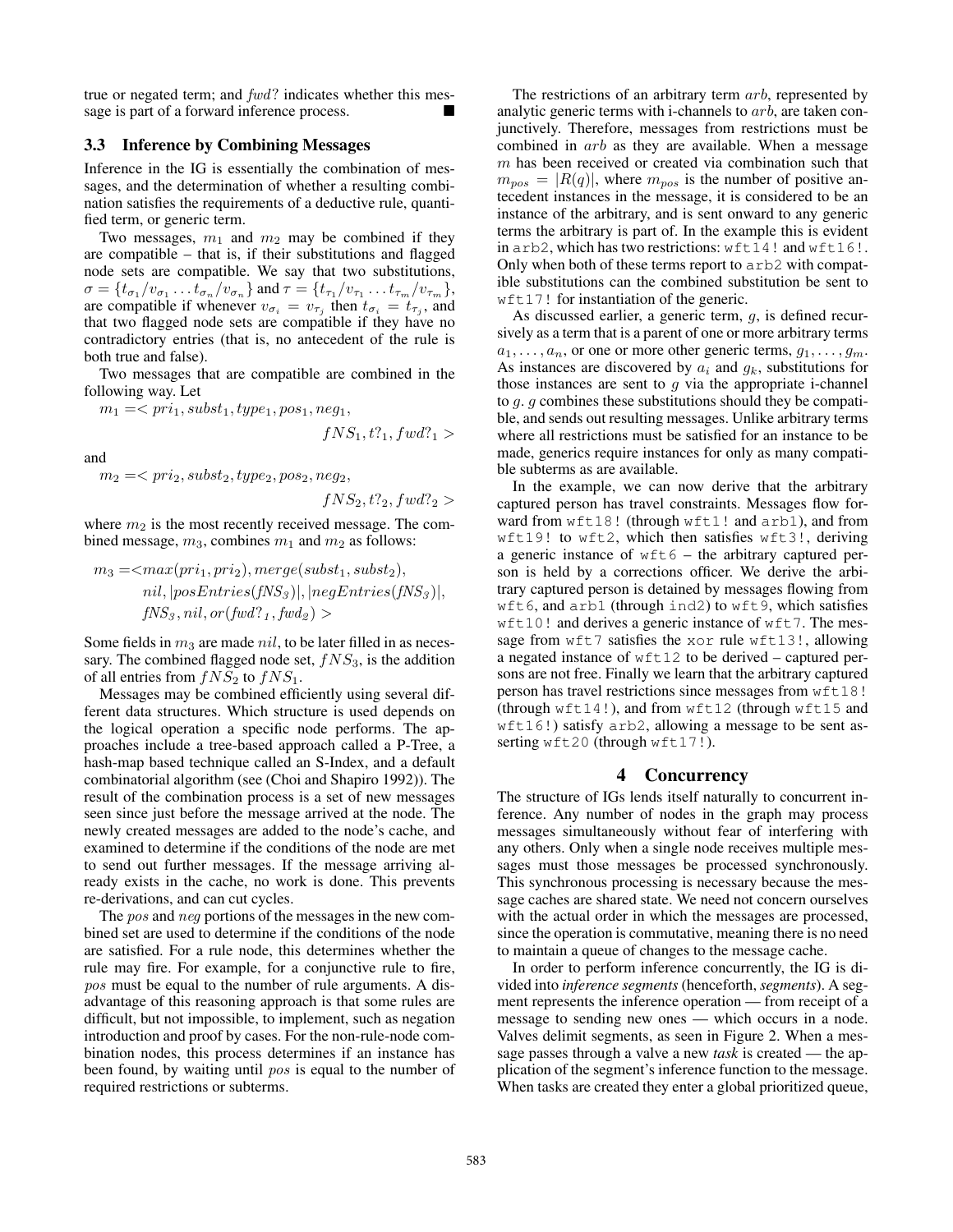true or negated term; and $fwd?$ indicates whether this message is part of a forward inference process. ∎

### 3.3 Inference by Combining Messages

Inference in the IG is essentially the combination of messages, and the determination of whether a resulting combination satisfies the requirements of a deductive rule, quantified term, or generic term.

Two messages, $m_1$ and $m_2$ may be combined if they are compatible – that is, if their substitutions and flagged node sets are compatible. We say that two substitutions, $\sigma = \{t_{\sigma_1}/v_{\sigma_1} \ldots t_{\sigma_n}/v_{\sigma_n}\}$ and $\tau = \{t_{\tau_1}/v_{\tau_1} \ldots t_{\tau_m}/v_{\tau_m}\}$, are compatible if whenever $v_{\sigma_i} = v_{\tau_j}$ then $t_{\sigma_i} = t_{\tau_j}$, and that two flagged node sets are compatible if they have no contradictory entries (that is, no antecedent of the rule is both true and false).

Two messages that are compatible are combined in the following way. Let

$$m_1 = < pri_1, subst_1, type_1, pos_1, neg_1, fNS_1, t?_1, fwd?_1 >$$

and

$$m_2 = < pri_2, subst_2, type_2, pos_2, neg_2, fNS_2, t?_2, fwd?_2 >$$

where $m_2$ is the most recently received message. The combined message, $m_3$, combines $m_1$ and $m_2$ as follows:

$$m_3 = < max(pri_1, pri_2), merge(subst_1, subst_2), nil, |posEntries(fNS_3)|, |negEntries(fNS_3)|, fNS_3, nil, or(fwd?_1, fwd_2) >$$

Some fields in $m_3$ are made $nil$, to be later filled in as necessary. The combined flagged node set, $fNS_3$, is the addition of all entries from $fNS_2$ to $fNS_1$.

Messages may be combined efficiently using several different data structures. Which structure is used depends on the logical operation a specific node performs. The approaches include a tree-based approach called a P-Tree, a hash-map based technique called an S-Index, and a default combinatorial algorithm (see (Choi and Shapiro 1992)). The result of the combination process is a set of new messages seen since just before the message arrived at the node. The newly created messages are added to the node's cache, and examined to determine if the conditions of the node are met to send out further messages. If the message arriving already exists in the cache, no work is done. This prevents re-derivations, and can cut cycles.

The $pos$ and $neg$ portions of the messages in the new combined set are used to determine if the conditions of the node are satisfied. For a rule node, this determines whether the rule may fire. For example, for a conjunctive rule to fire, $pos$ must be equal to the number of rule arguments. A disadvantage of this reasoning approach is that some rules are difficult, but not impossible, to implement, such as negation introduction and proof by cases. For the non-rule-node combination nodes, this process determines if an instance has been found, by waiting until $pos$ is equal to the number of required restrictions or subterms.

The restrictions of an arbitrary term $arb$, represented by analytic generic terms with i-channels to $arb$, are taken conjunctively. Therefore, messages from restrictions must be combined in $arb$ as they are available. When a message $m$ has been received or created via combination such that $m_{pos} = |R(q)|$, where $m_{pos}$ is the number of positive antecedent instances in the message, it is considered to be an instance of the arbitrary, and is sent onward to any generic terms the arbitrary is part of. In the example this is evident in `arb2`, which has two restrictions: `wft14!` and `wft16!`. Only when both of these terms report to `arb2` with compatible substitutions can the combined substitution be sent to `wft17!` for instantiation of the generic.

As discussed earlier, a generic term, $g$, is defined recursively as a term that is a parent of one or more arbitrary terms $a_1, \ldots, a_n$, or one or more other generic terms, $g_1, \ldots, g_m$. As instances are discovered by $a_i$ and $g_k$, substitutions for those instances are sent to $g$ via the appropriate i-channel to $g$. $g$ combines these substitutions should they be compatible, and sends out resulting messages. Unlike arbitrary terms where all restrictions must be satisfied for an instance to be made, generics require instances for only as many compatible subterms as are available.

In the example, we can now derive that the arbitrary captured person has travel constraints. Messages flow forward from `wft18!` (through `wft1!` and `arb1`), and from `wft19!` to `wft2`, which then satisfies `wft3!`, deriving a generic instance of `wft6` – the arbitrary captured person is held by a corrections officer. We derive the arbitrary captured person is detained by messages flowing from `wft6`, and `arb1` (through `ind2`) to `wft9`, which satisfies `wft10!` and derives a generic instance of `wft7`. The message from `wft7` satisfies the `xor` rule `wft13!`, allowing a negated instance of `wft12` to be derived – captured persons are not free. Finally we learn that the arbitrary captured person has travel restrictions since messages from `wft18!` (through `wft14!`), and from `wft12` (through `wft15` and `wft16!`) satisfy `arb2`, allowing a message to be sent asserting `wft20` (through `wft17!`).

## 4 Concurrency

The structure of IGs lends itself naturally to concurrent inference. Any number of nodes in the graph may process messages simultaneously without fear of interfering with any others. Only when a single node receives multiple messages must those messages be processed synchronously. This synchronous processing is necessary because the message caches are shared state. We need not concern ourselves with the actual order in which the messages are processed, since the operation is commutative, meaning there is no need to maintain a queue of changes to the message cache.

In order to perform inference concurrently, the IG is divided into *inference segments* (henceforth, *segments*). A segment represents the inference operation — from receipt of a message to sending new ones — which occurs in a node. Valves delimit segments, as seen in Figure 2. When a message passes through a valve a new *task* is created — the application of the segment's inference function to the message. When tasks are created they enter a global prioritized queue,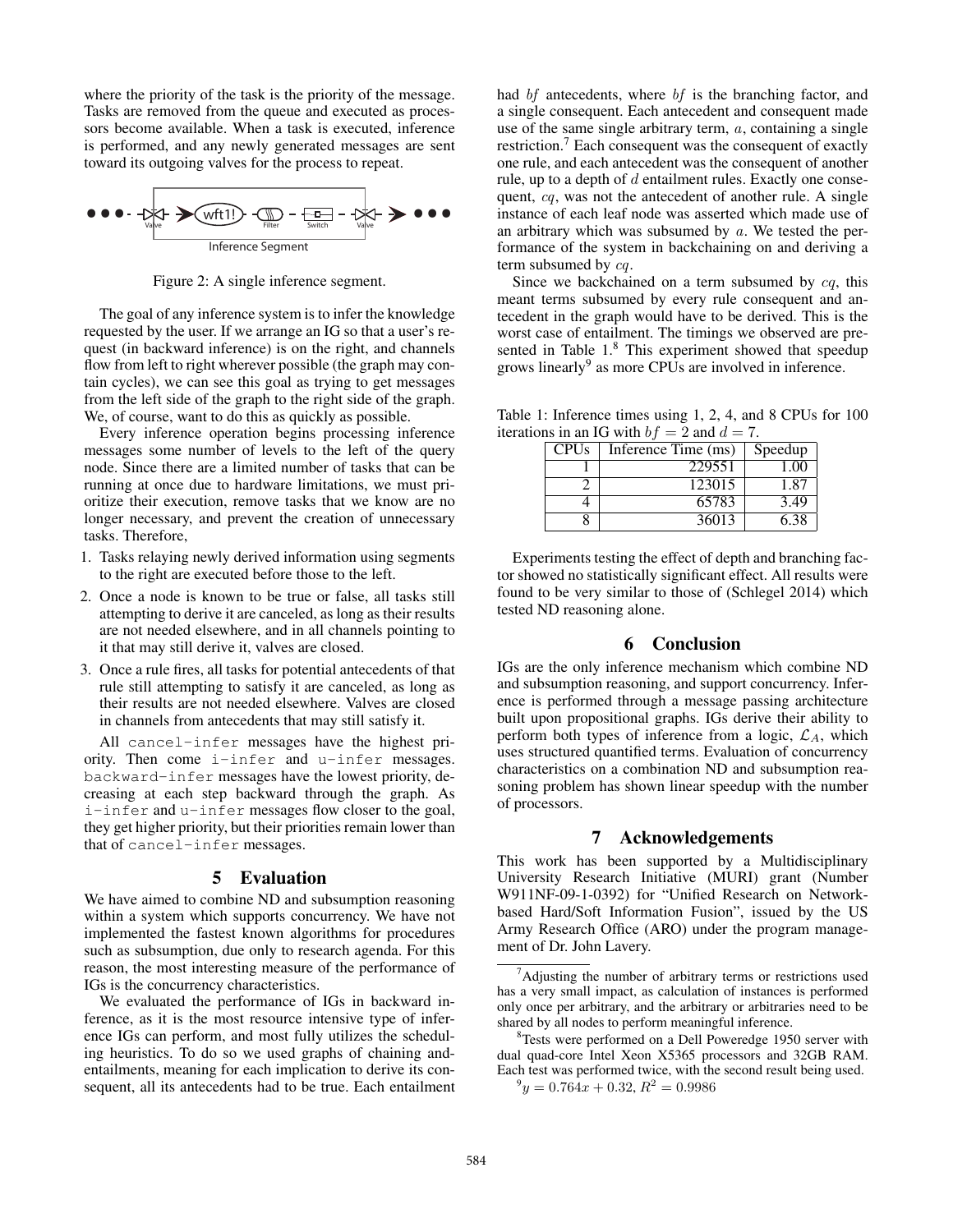where the priority of the task is the priority of the message. Tasks are removed from the queue and executed as processors become available. When a task is executed, inference is performed, and any newly generated messages are sent toward its outgoing valves for the process to repeat.

Figure 2: A single inference segment.

The goal of any inference system is to infer the knowledge requested by the user. If we arrange an IG so that a user's request (in backward inference) is on the right, and channels flow from left to right wherever possible (the graph may contain cycles), we can see this goal as trying to get messages from the left side of the graph to the right side of the graph. We, of course, want to do this as quickly as possible.

Every inference operation begins processing inference messages some number of levels to the left of the query node. Since there are a limited number of tasks that can be running at once due to hardware limitations, we must prioritize their execution, remove tasks that we know are no longer necessary, and prevent the creation of unnecessary tasks. Therefore,

1. Tasks relaying newly derived information using segments to the right are executed before those to the left.
2. Once a node is known to be true or false, all tasks still attempting to derive it are canceled, as long as their results are not needed elsewhere, and in all channels pointing to it that may still derive it, valves are closed.
3. Once a rule fires, all tasks for potential antecedents of that rule still attempting to satisfy it are canceled, as long as their results are not needed elsewhere. Valves are closed in channels from antecedents that may still satisfy it.

All `cancel-infer` messages have the highest priority. Then come `i-infer` and `u-infer` messages. `backward-infer` messages have the lowest priority, decreasing at each step backward through the graph. As `i-infer` and `u-infer` messages flow closer to the goal, they get higher priority, but their priorities remain lower than that of `cancel-infer` messages.

## 5 Evaluation

We have aimed to combine ND and subsumption reasoning within a system which supports concurrency. We have not implemented the fastest known algorithms for procedures such as subsumption, due only to research agenda. For this reason, the most interesting measure of the performance of IGs is the concurrency characteristics.

We evaluated the performance of IGs in backward inference, as it is the most resource intensive type of inference IGs can perform, and most fully utilizes the scheduling heuristics. To do so we used graphs of chaining and-entailments, meaning for each implication to derive its consequent, all its antecedents had to be true. Each entailment had $bf$ antecedents, where $bf$ is the branching factor, and a single consequent. Each antecedent and consequent made use of the same single arbitrary term, $a$, containing a single restriction.[7] Each consequent was the consequent of exactly one rule, and each antecedent was the consequent of another rule, up to a depth of $d$ entailment rules. Exactly one consequent, $cq$, was not the antecedent of another rule. A single instance of each leaf node was asserted which made use of an arbitrary which was subsumed by $a$. We tested the performance of the system in backchaining on and deriving a term subsumed by $cq$.

Since we backchained on a term subsumed by $cq$, this meant terms subsumed by every rule consequent and antecedent in the graph would have to be derived. This is the worst case of entailment. The timings we observed are presented in Table 1.[8] This experiment showed that speedup grows linearly[9] as more CPUs are involved in inference.

Table 1: Inference times using 1, 2, 4, and 8 CPUs for 100 iterations in an IG with $bf = 2$ and $d = 7$.

| CPUs | Inference Time (ms) | Speedup |
|---|---|---|
| 1 | 229551 | 1.00 |
| 2 | 123015 | 1.87 |
| 4 | 65783 | 3.49 |
| 8 | 36013 | 6.38 |

Experiments testing the effect of depth and branching factor showed no statistically significant effect. All results were found to be very similar to those of (Schlegel 2014) which tested ND reasoning alone.

## 6 Conclusion

IGs are the only inference mechanism which combine ND and subsumption reasoning, and support concurrency. Inference is performed through a message passing architecture built upon propositional graphs. IGs derive their ability to perform both types of inference from a logic, $\mathcal{L}_A$, which uses structured quantified terms. Evaluation of concurrency characteristics on a combination ND and subsumption reasoning problem has shown linear speedup with the number of processors.

## 7 Acknowledgements

This work has been supported by a Multidisciplinary University Research Initiative (MURI) grant (Number W911NF-09-1-0392) for "Unified Research on Network-based Hard/Soft Information Fusion", issued by the US Army Research Office (ARO) under the program management of Dr. John Lavery.

---

[7] Adjusting the number of arbitrary terms or restrictions used has a very small impact, as calculation of instances is performed only once per arbitrary, and the arbitrary or arbitraries need to be shared by all nodes to perform meaningful inference.

[8] Tests were performed on a Dell Poweredge 1950 server with dual quad-core Intel Xeon X5365 processors and 32GB RAM. Each test was performed twice, with the second result being used.

[9] $y = 0.764x + 0.32$, $R^2 = 0.9986$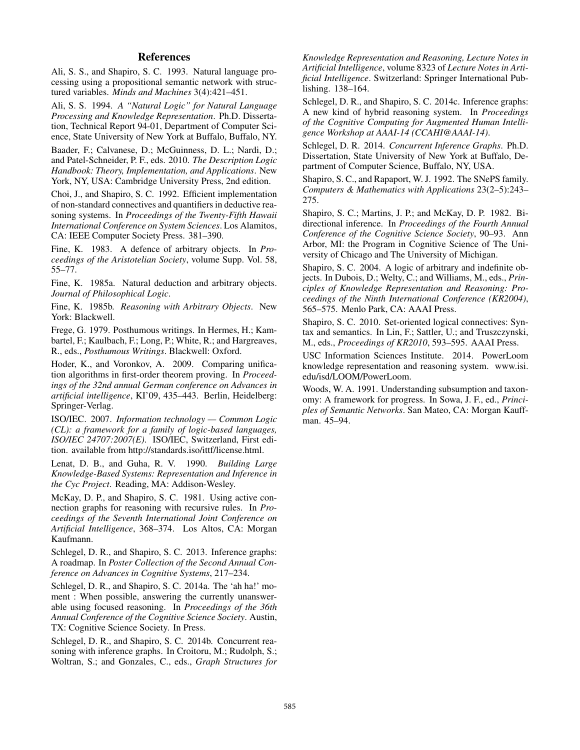## References

Ali, S. S., and Shapiro, S. C. 1993. Natural language processing using a propositional semantic network with structured variables. *Minds and Machines* 3(4):421–451.

Ali, S. S. 1994. *A "Natural Logic" for Natural Language Processing and Knowledge Representation*. Ph.D. Dissertation, Technical Report 94-01, Department of Computer Science, State University of New York at Buffalo, Buffalo, NY.

Baader, F.; Calvanese, D.; McGuinness, D. L.; Nardi, D.; and Patel-Schneider, P. F., eds. 2010. *The Description Logic Handbook: Theory, Implementation, and Applications*. New York, NY, USA: Cambridge University Press, 2nd edition.

Choi, J., and Shapiro, S. C. 1992. Efficient implementation of non-standard connectives and quantifiers in deductive reasoning systems. In *Proceedings of the Twenty-Fifth Hawaii International Conference on System Sciences*. Los Alamitos, CA: IEEE Computer Society Press. 381–390.

Fine, K. 1983. A defence of arbitrary objects. In *Proceedings of the Aristotelian Society*, volume Supp. Vol. 58, 55–77.

Fine, K. 1985a. Natural deduction and arbitrary objects. *Journal of Philosophical Logic*.

Fine, K. 1985b. *Reasoning with Arbitrary Objects*. New York: Blackwell.

Frege, G. 1979. Posthumous writings. In Hermes, H.; Kambartel, F.; Kaulbach, F.; Long, P.; White, R.; and Hargreaves, R., eds., *Posthumous Writings*. Blackwell: Oxford.

Hoder, K., and Voronkov, A. 2009. Comparing unification algorithms in first-order theorem proving. In *Proceedings of the 32nd annual German conference on Advances in artificial intelligence*, KI'09, 435–443. Berlin, Heidelberg: Springer-Verlag.

ISO/IEC. 2007. *Information technology — Common Logic (CL): a framework for a family of logic-based languages, ISO/IEC 24707:2007(E)*. ISO/IEC, Switzerland, First edition. available from http://standards.iso/ittf/license.html.

Lenat, D. B., and Guha, R. V. 1990. *Building Large Knowledge-Based Systems: Representation and Inference in the Cyc Project*. Reading, MA: Addison-Wesley.

McKay, D. P., and Shapiro, S. C. 1981. Using active connection graphs for reasoning with recursive rules. In *Proceedings of the Seventh International Joint Conference on Artificial Intelligence*, 368–374. Los Altos, CA: Morgan Kaufmann.

Schlegel, D. R., and Shapiro, S. C. 2013. Inference graphs: A roadmap. In *Poster Collection of the Second Annual Conference on Advances in Cognitive Systems*, 217–234.

Schlegel, D. R., and Shapiro, S. C. 2014a. The 'ah ha!' moment : When possible, answering the currently unanswerable using focused reasoning. In *Proceedings of the 36th Annual Conference of the Cognitive Science Society*. Austin, TX: Cognitive Science Society. In Press.

Schlegel, D. R., and Shapiro, S. C. 2014b. Concurrent reasoning with inference graphs. In Croitoru, M.; Rudolph, S.; Woltran, S.; and Gonzales, C., eds., *Graph Structures for Knowledge Representation and Reasoning, Lecture Notes in Artificial Intelligence*, volume 8323 of *Lecture Notes in Artificial Intelligence*. Switzerland: Springer International Publishing. 138–164.

Schlegel, D. R., and Shapiro, S. C. 2014c. Inference graphs: A new kind of hybrid reasoning system. In *Proceedings of the Cognitive Computing for Augmented Human Intelligence Workshop at AAAI-14 (CCAHI@AAAI-14)*.

Schlegel, D. R. 2014. *Concurrent Inference Graphs*. Ph.D. Dissertation, State University of New York at Buffalo, Department of Computer Science, Buffalo, NY, USA.

Shapiro, S. C., and Rapaport, W. J. 1992. The SNePS family. *Computers & Mathematics with Applications* 23(2–5):243–275.

Shapiro, S. C.; Martins, J. P.; and McKay, D. P. 1982. Bidirectional inference. In *Proceedings of the Fourth Annual Conference of the Cognitive Science Society*, 90–93. Ann Arbor, MI: the Program in Cognitive Science of The University of Chicago and The University of Michigan.

Shapiro, S. C. 2004. A logic of arbitrary and indefinite objects. In Dubois, D.; Welty, C.; and Williams, M., eds., *Principles of Knowledge Representation and Reasoning: Proceedings of the Ninth International Conference (KR2004)*, 565–575. Menlo Park, CA: AAAI Press.

Shapiro, S. C. 2010. Set-oriented logical connectives: Syntax and semantics. In Lin, F.; Sattler, U.; and Truszczynski, M., eds., *Proceedings of KR2010*, 593–595. AAAI Press.

USC Information Sciences Institute. 2014. PowerLoom knowledge representation and reasoning system. www.isi.edu/isd/LOOM/PowerLoom.

Woods, W. A. 1991. Understanding subsumption and taxonomy: A framework for progress. In Sowa, J. F., ed., *Principles of Semantic Networks*. San Mateo, CA: Morgan Kauffman. 45–94.